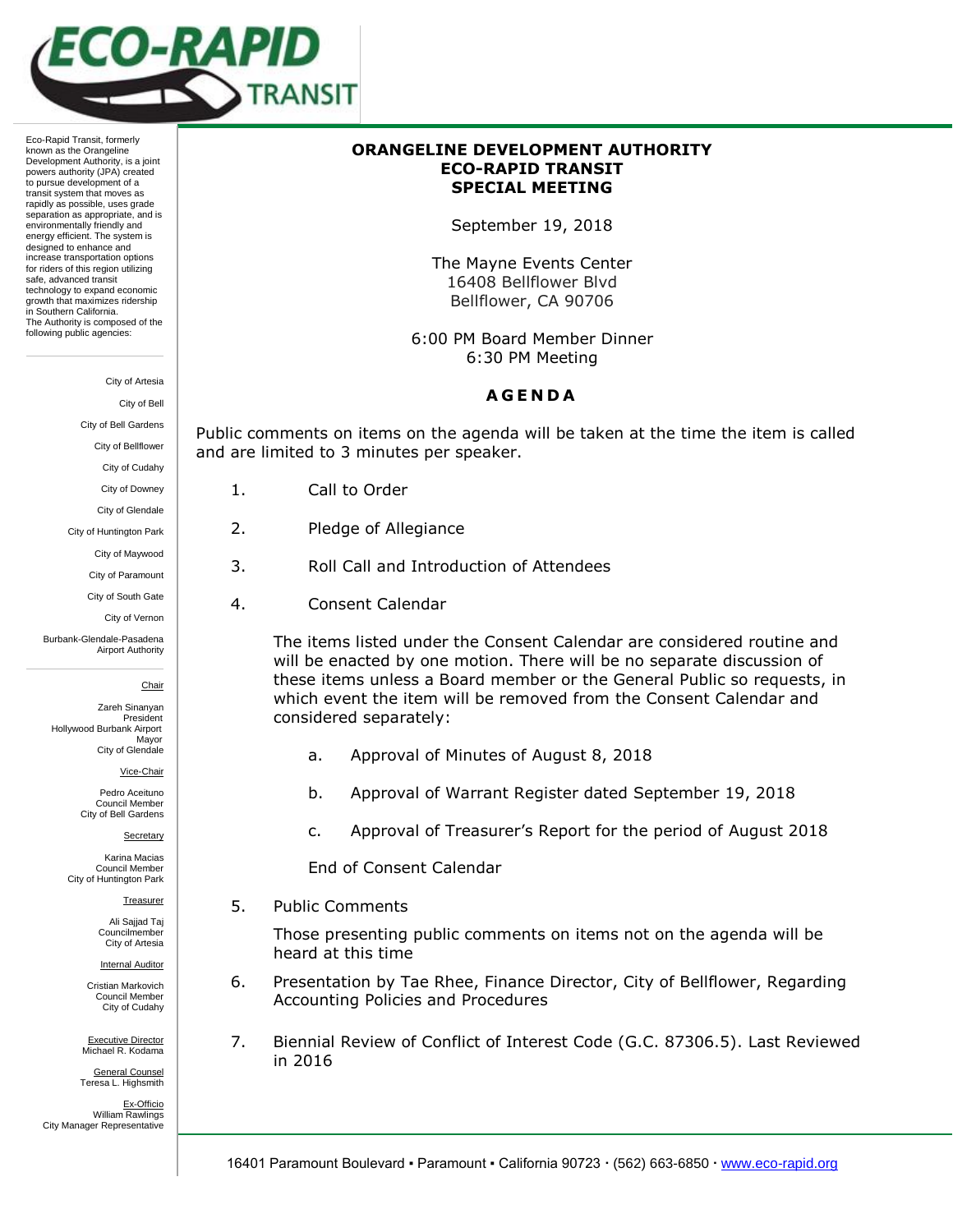ECO-RAPID TRANSIT

Eco-Rapid Transit, formerly known as the Orangeline Development Authority, is a joint powers authority (JPA) created to pursue development of a transit system that moves as rapidly as possible, uses grade separation as appropriate, and is environmentally friendly and energy efficient. The system is designed to enhance and increase transportation options for riders of this region utilizing safe, advanced transit technology to expand economic growth that maximizes ridership in Southern California.
The Authority is composed of the following public agencies:

City of Artesia
City of Bell
City of Bell Gardens
City of Bellflower
City of Cudahy
City of Downey
City of Glendale
City of Huntington Park
City of Maywood
City of Paramount
City of South Gate
City of Vernon
Burbank-Glendale-Pasadena Airport Authority

Chair
Zareh Sinanyan
President
Hollywood Burbank Airport
Mayor
City of Glendale

Vice-Chair
Pedro Aceituno
Council Member
City of Bell Gardens

Secretary
Karina Macias
Council Member
City of Huntington Park

Treasurer
Ali Sajjad Taj
Councilmember
City of Artesia

Internal Auditor
Cristian Markovich
Council Member
City of Cudahy

Executive Director
Michael R. Kodama

General Counsel
Teresa L. Highsmith

Ex-Officio
William Rawlings
City Manager Representative

# ORANGELINE DEVELOPMENT AUTHORITY
# ECO-RAPID TRANSIT
# SPECIAL MEETING

September 19, 2018

The Mayne Events Center
16408 Bellflower Blvd
Bellflower, CA 90706

6:00 PM Board Member Dinner
6:30 PM Meeting

## AGENDA

Public comments on items on the agenda will be taken at the time the item is called and are limited to 3 minutes per speaker.

1. Call to Order

2. Pledge of Allegiance

3. Roll Call and Introduction of Attendees

4. Consent Calendar

   The items listed under the Consent Calendar are considered routine and will be enacted by one motion. There will be no separate discussion of these items unless a Board member or the General Public so requests, in which event the item will be removed from the Consent Calendar and considered separately:

   a. Approval of Minutes of August 8, 2018

   b. Approval of Warrant Register dated September 19, 2018

   c. Approval of Treasurer's Report for the period of August 2018

   End of Consent Calendar

5. Public Comments

   Those presenting public comments on items not on the agenda will be heard at this time

6. Presentation by Tae Rhee, Finance Director, City of Bellflower, Regarding Accounting Policies and Procedures

7. Biennial Review of Conflict of Interest Code (G.C. 87306.5). Last Reviewed in 2016

16401 Paramount Boulevard ▪ Paramount ▪ California 90723 · (562) 663-6850 · www.eco-rapid.org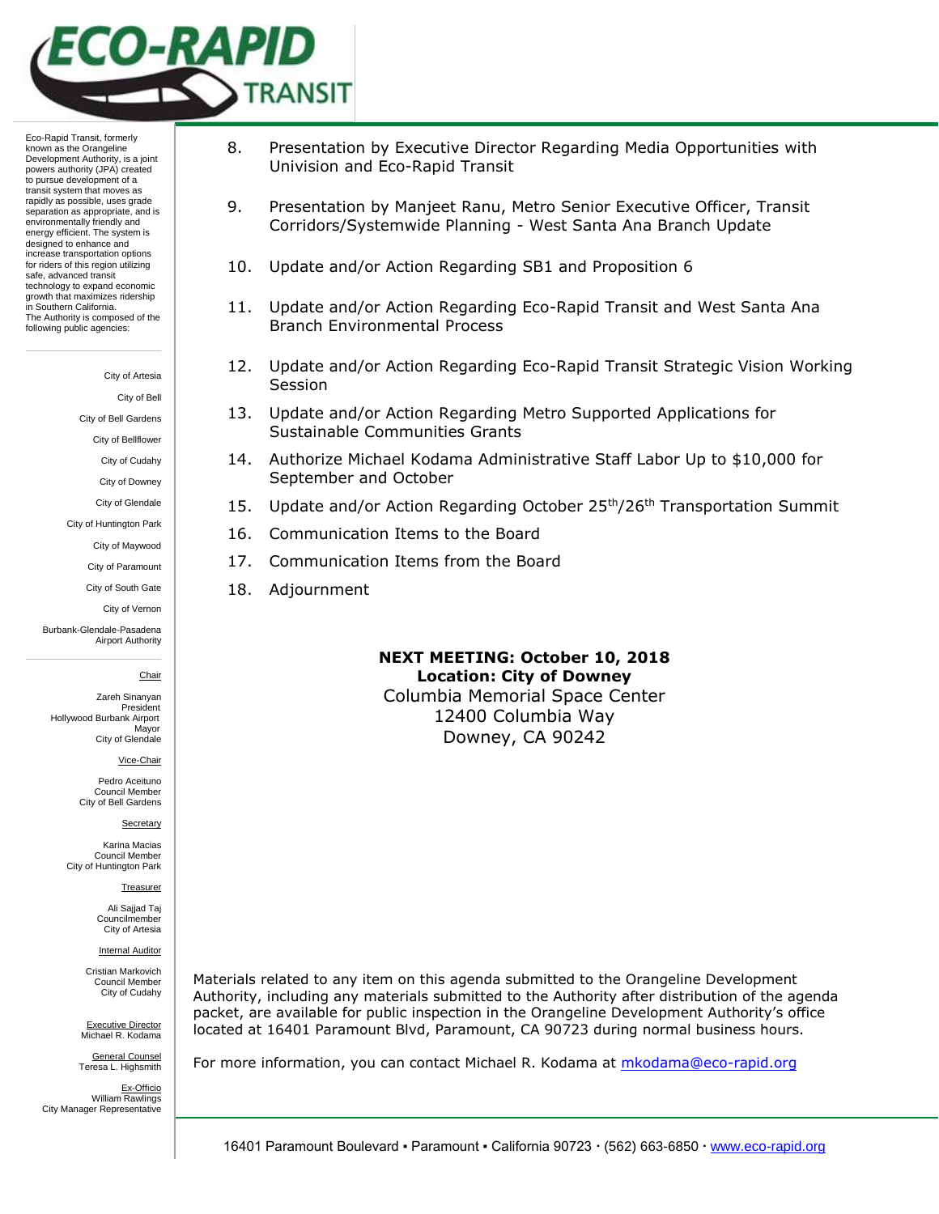Eco-Rapid Transit, formerly known as the Orangeline Development Authority, is a joint powers authority (JPA) created to pursue development of a transit system that moves as rapidly as possible, uses grade separation as appropriate, and is environmentally friendly and energy efficient. The system is designed to enhance and increase transportation options for riders of this region utilizing safe, advanced transit technology to expand economic growth that maximizes ridership in Southern California.
The Authority is composed of the following public agencies:

City of Artesia
City of Bell
City of Bell Gardens
City of Bellflower
City of Cudahy
City of Downey
City of Glendale
City of Huntington Park
City of Maywood
City of Paramount
City of South Gate
City of Vernon
Burbank-Glendale-Pasadena Airport Authority

Chair
Zareh Sinanyan
President
Hollywood Burbank Airport
Mayor
City of Glendale

Vice-Chair
Pedro Aceituno
Council Member
City of Bell Gardens

Secretary
Karina Macias
Council Member
City of Huntington Park

Treasurer
Ali Sajjad Taj
Councilmember
City of Artesia

Internal Auditor
Cristian Markovich
Council Member
City of Cudahy

Executive Director
Michael R. Kodama

General Counsel
Teresa L. Highsmith

Ex-Officio
William Rawlings
City Manager Representative

8. Presentation by Executive Director Regarding Media Opportunities with Univision and Eco-Rapid Transit

9. Presentation by Manjeet Ranu, Metro Senior Executive Officer, Transit Corridors/Systemwide Planning - West Santa Ana Branch Update

10. Update and/or Action Regarding SB1 and Proposition 6

11. Update and/or Action Regarding Eco-Rapid Transit and West Santa Ana Branch Environmental Process

12. Update and/or Action Regarding Eco-Rapid Transit Strategic Vision Working Session

13. Update and/or Action Regarding Metro Supported Applications for Sustainable Communities Grants

14. Authorize Michael Kodama Administrative Staff Labor Up to $10,000 for September and October

15. Update and/or Action Regarding October 25th/26th Transportation Summit

16. Communication Items to the Board

17. Communication Items from the Board

18. Adjournment

**NEXT MEETING: October 10, 2018**
**Location: City of Downey**
Columbia Memorial Space Center
12400 Columbia Way
Downey, CA 90242

Materials related to any item on this agenda submitted to the Orangeline Development Authority, including any materials submitted to the Authority after distribution of the agenda packet, are available for public inspection in the Orangeline Development Authority's office located at 16401 Paramount Blvd, Paramount, CA 90723 during normal business hours.

For more information, you can contact Michael R. Kodama at mkodama@eco-rapid.org

16401 Paramount Boulevard ▪ Paramount ▪ California 90723 · (562) 663-6850 · www.eco-rapid.org